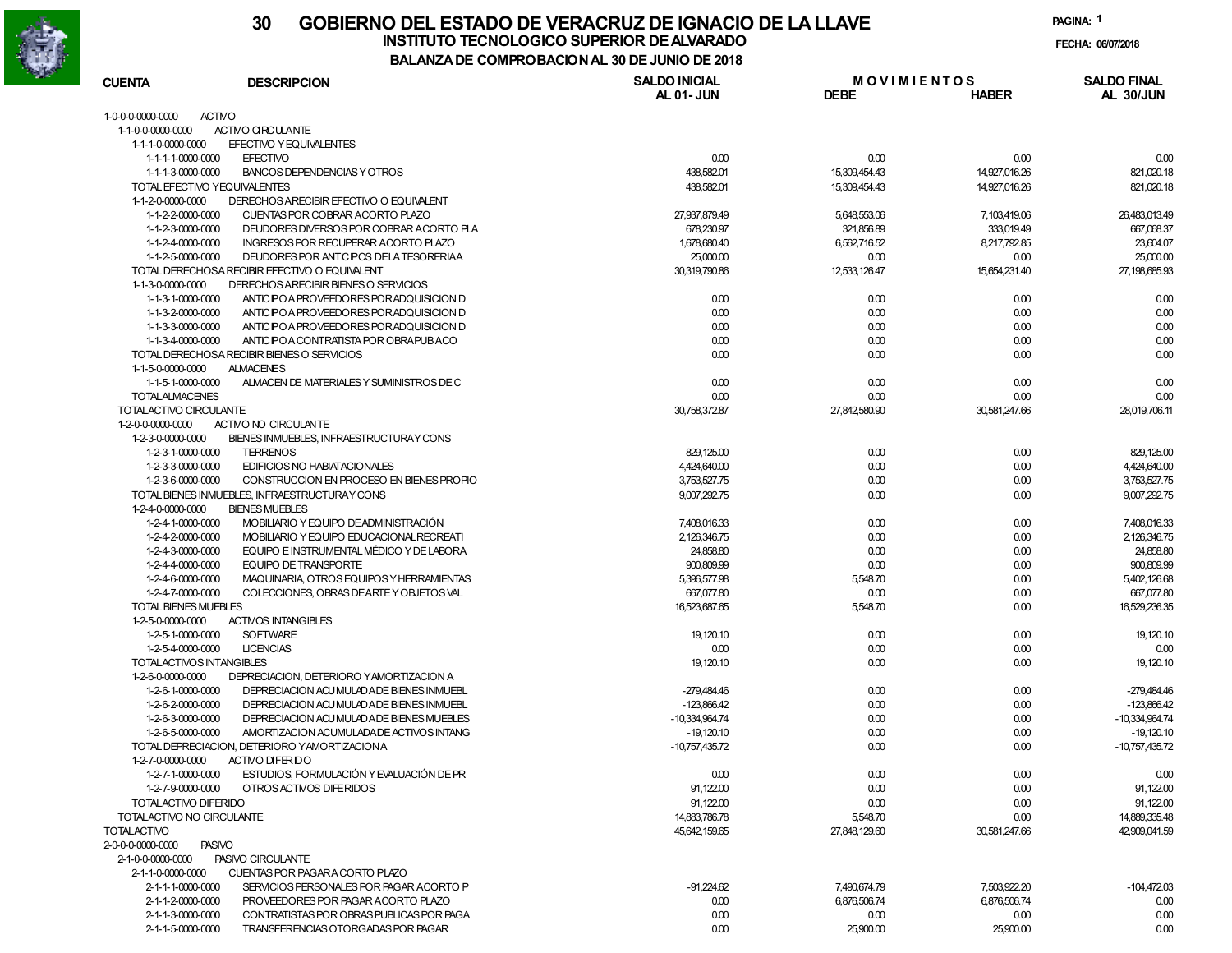# 30 GOBIERNO DEL ESTADO DE VERACRUZ DE IGNACIO DE LA LLAVE

## INSTITUTO TECNOLOGICO SUPERIOR DE ALVARADO

### BALANZA DE COMPROBACION AL 30 DE JUNIO DE 2018

PAGINA: 1

FECHA: 06/07/2018

| CUENTA | DESCRIPCION | SALDO INICIAL AL 01- JUN | MOVIMIENTOS DEBE | HABER | SALDO FINAL AL 30/JUN |
|---|---|---|---|---|---|
| 1-0-0-0-0000-0000 | ACTIVO | | | | |
| 1-1-0-0-0000-0000 | ACTIVO CIRCULANTE | | | | |
| 1-1-1-0-0000-0000 | EFECTIVO Y EQUIVALENTES | | | | |
| 1-1-1-1-0000-0000 | EFECTIVO | 0.00 | 0.00 | 0.00 | 0.00 |
| 1-1-1-3-0000-0000 | BANCOS DEPENDENCIAS Y OTROS | 438,582.01 | 15,309,454.43 | 14,927,016.26 | 821,020.18 |
| | TOTAL EFECTIVO Y EQUIVALENTES | 438,582.01 | 15,309,454.43 | 14,927,016.26 | 821,020.18 |
| 1-1-2-0-0000-0000 | DERECHOS A RECIBIR EFECTIVO O EQUIVALENT | | | | |
| 1-1-2-2-0000-0000 | CUENTAS POR COBRAR A CORTO PLAZO | 27,937,879.49 | 5,648,553.06 | 7,103,419.06 | 26,483,013.49 |
| 1-1-2-3-0000-0000 | DEUDORES DIVERSOS POR COBRAR A CORTO PLA | 678,230.97 | 321,856.89 | 333,019.49 | 667,068.37 |
| 1-1-2-4-0000-0000 | INGRESOS POR RECUPERAR A CORTO PLAZO | 1,678,680.40 | 6,562,716.52 | 8,217,792.85 | 23,604.07 |
| 1-1-2-5-0000-0000 | DEUDORES POR ANTICIPOS DE LA TESORERIA A | 25,000.00 | 0.00 | 0.00 | 25,000.00 |
| | TOTAL DERECHOS A RECIBIR EFECTIVO O EQUIVALENT | 30,319,790.86 | 12,533,126.47 | 15,654,231.40 | 27,198,685.93 |
| 1-1-3-0-0000-0000 | DERECHOS A RECIBIR BIENES O SERVICIOS | | | | |
| 1-1-3-1-0000-0000 | ANTICIPO A PROVEEDORES POR ADQUISICION D | 0.00 | 0.00 | 0.00 | 0.00 |
| 1-1-3-2-0000-0000 | ANTICIPO A PROVEEDORES POR ADQUISICION D | 0.00 | 0.00 | 0.00 | 0.00 |
| 1-1-3-3-0000-0000 | ANTICIPO A PROVEEDORES POR ADQUISICION D | 0.00 | 0.00 | 0.00 | 0.00 |
| 1-1-3-4-0000-0000 | ANTICIPO A CONTRATISTA POR OBRA PUB A CO | 0.00 | 0.00 | 0.00 | 0.00 |
| | TOTAL DERECHOS A RECIBIR BIENES O SERVICIOS | 0.00 | 0.00 | 0.00 | 0.00 |
| 1-1-5-0-0000-0000 | ALMACENES | | | | |
| 1-1-5-1-0000-0000 | ALMACEN DE MATERIALES Y SUMINISTROS DE C | 0.00 | 0.00 | 0.00 | 0.00 |
| | TOTAL ALMACENES | 0.00 | 0.00 | 0.00 | 0.00 |
| | TOTAL ACTIVO CIRCULANTE | 30,758,372.87 | 27,842,580.90 | 30,581,247.66 | 28,019,706.11 |
| 1-2-0-0-0000-0000 | ACTIVO NO CIRCULANTE | | | | |
| 1-2-3-0-0000-0000 | BIENES INMUEBLES, INFRAESTRUCTURA Y CONS | | | | |
| 1-2-3-1-0000-0000 | TERRENOS | 829,125.00 | 0.00 | 0.00 | 829,125.00 |
| 1-2-3-3-0000-0000 | EDIFICIOS NO HABIATACIONALES | 4,424,640.00 | 0.00 | 0.00 | 4,424,640.00 |
| 1-2-3-6-0000-0000 | CONSTRUCCION EN PROCESO EN BIENES PROPIO | 3,753,527.75 | 0.00 | 0.00 | 3,753,527.75 |
| | TOTAL BIENES INMUEBLES, INFRAESTRUCTURA Y CONS | 9,007,292.75 | 0.00 | 0.00 | 9,007,292.75 |
| 1-2-4-0-0000-0000 | BIENES MUEBLES | | | | |
| 1-2-4-1-0000-0000 | MOBILIARIO Y EQUIPO DE ADMINISTRACIÓN | 7,408,016.33 | 0.00 | 0.00 | 7,408,016.33 |
| 1-2-4-2-0000-0000 | MOBILIARIO Y EQUIPO EDUCACIONAL RECREATI | 2,126,346.75 | 0.00 | 0.00 | 2,126,346.75 |
| 1-2-4-3-0000-0000 | EQUIPO E INSTRUMENTAL MÉDICO Y DE LABORA | 24,858.80 | 0.00 | 0.00 | 24,858.80 |
| 1-2-4-4-0000-0000 | EQUIPO DE TRANSPORTE | 900,809.99 | 0.00 | 0.00 | 900,809.99 |
| 1-2-4-6-0000-0000 | MAQUINARIA, OTROS EQUIPOS Y HERRAMIENTAS | 5,396,577.98 | 5,548.70 | 0.00 | 5,402,126.68 |
| 1-2-4-7-0000-0000 | COLECCIONES, OBRAS DE ARTE Y OBJETOS VAL | 667,077.80 | 0.00 | 0.00 | 667,077.80 |
| | TOTAL BIENES MUEBLES | 16,523,687.65 | 5,548.70 | 0.00 | 16,529,236.35 |
| 1-2-5-0-0000-0000 | ACTIVOS INTANGIBLES | | | | |
| 1-2-5-1-0000-0000 | SOFTWARE | 19,120.10 | 0.00 | 0.00 | 19,120.10 |
| 1-2-5-4-0000-0000 | LICENCIAS | 0.00 | 0.00 | 0.00 | 0.00 |
| | TOTAL ACTIVOS INTANGIBLES | 19,120.10 | 0.00 | 0.00 | 19,120.10 |
| 1-2-6-0-0000-0000 | DEPRECIACION, DETERIORO Y AMORTIZACION A | | | | |
| 1-2-6-1-0000-0000 | DEPRECIACION ACUMULADA DE BIENES INMUEBL | -279,484.46 | 0.00 | 0.00 | -279,484.46 |
| 1-2-6-2-0000-0000 | DEPRECIACION ACUMULADA DE BIENES INMUEBL | -123,866.42 | 0.00 | 0.00 | -123,866.42 |
| 1-2-6-3-0000-0000 | DEPRECIACION ACUMULADA DE BIENES MUEBLES | -10,334,964.74 | 0.00 | 0.00 | -10,334,964.74 |
| 1-2-6-5-0000-0000 | AMORTIZACION ACUMULADA DE ACTIVOS INTANG | -19,120.10 | 0.00 | 0.00 | -19,120.10 |
| | TOTAL DEPRECIACION, DETERIORO Y AMORTIZACION A | -10,757,435.72 | 0.00 | 0.00 | -10,757,435.72 |
| 1-2-7-0-0000-0000 | ACTIVO DIFERIDO | | | | |
| 1-2-7-1-0000-0000 | ESTUDIOS, FORMULACIÓN Y EVALUACIÓN DE PR | 0.00 | 0.00 | 0.00 | 0.00 |
| 1-2-7-9-0000-0000 | OTROS ACTIVOS DIFERIDOS | 91,122.00 | 0.00 | 0.00 | 91,122.00 |
| | TOTAL ACTIVO DIFERIDO | 91,122.00 | 0.00 | 0.00 | 91,122.00 |
| | TOTAL ACTIVO NO CIRCULANTE | 14,883,786.78 | 5,548.70 | 0.00 | 14,889,335.48 |
| | TOTAL ACTIVO | 45,642,159.65 | 27,848,129.60 | 30,581,247.66 | 42,909,041.59 |
| 2-0-0-0-0000-0000 | PASIVO | | | | |
| 2-1-0-0-0000-0000 | PASIVO CIRCULANTE | | | | |
| 2-1-1-0-0000-0000 | CUENTAS POR PAGAR A CORTO PLAZO | | | | |
| 2-1-1-1-0000-0000 | SERVICIOS PERSONALES POR PAGAR A CORTO P | -91,224.62 | 7,490,674.79 | 7,503,922.20 | -104,472.03 |
| 2-1-1-2-0000-0000 | PROVEEDORES POR PAGAR A CORTO PLAZO | 0.00 | 6,876,506.74 | 6,876,506.74 | 0.00 |
| 2-1-1-3-0000-0000 | CONTRATISTAS POR OBRAS PUBLICAS POR PAGA | 0.00 | 0.00 | 0.00 | 0.00 |
| 2-1-1-5-0000-0000 | TRANSFERENCIAS OTORGADAS POR PAGAR | 0.00 | 25,900.00 | 25,900.00 | 0.00 |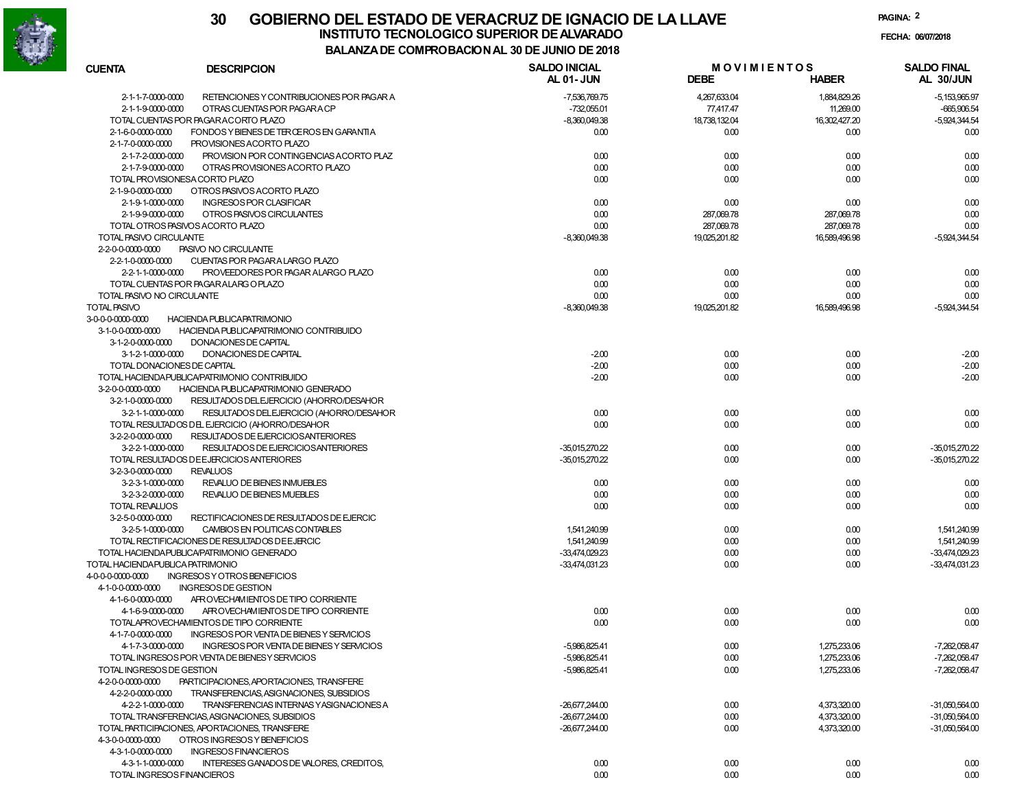# 30 GOBIERNO DEL ESTADO DE VERACRUZ DE IGNACIO DE LA LLAVE

## INSTITUTO TECNOLOGICO SUPERIOR DE ALVARADO

### BALANZA DE COMPROBACION AL 30 DE JUNIO DE 2018

FECHA: 06/07/2018

| CUENTA | DESCRIPCION | SALDO INICIAL AL 01- JUN | MOVIMIENTOS DEBE | MOVIMIENTOS HABER | SALDO FINAL AL 30/JUN |
|---|---|---|---|---|---|
| 2-1-1-7-0000-0000 | RETENCIONES Y CONTRIBUCIONES POR PAGAR A | -7,536,769.75 | 4,267,633.04 | 1,884,829.26 | -5,153,965.97 |
| 2-1-1-9-0000-0000 | OTRAS CUENTAS POR PAGAR A CP | -732,055.01 | 77,417.47 | 11,269.00 | -665,906.54 |
| TOTAL CUENTAS POR PAGAR A CORTO PLAZO | | -8,360,049.38 | 18,738,132.04 | 16,302,427.20 | -5,924,344.54 |
| 2-1-6-0-0000-0000 | FONDOS Y BIENES DE TERCEROS EN GARANTIA | 0.00 | 0.00 | 0.00 | 0.00 |
| 2-1-7-0-0000-0000 | PROVISIONES A CORTO PLAZO | | | | |
| 2-1-7-2-0000-0000 | PROVISION POR CONTINGENCIAS A CORTO PLAZ | 0.00 | 0.00 | 0.00 | 0.00 |
| 2-1-7-9-0000-0000 | OTRAS PROVISIONES A CORTO PLAZO | 0.00 | 0.00 | 0.00 | 0.00 |
| TOTAL PROVISIONES A CORTO PLAZO | | 0.00 | 0.00 | 0.00 | 0.00 |
| 2-1-9-0-0000-0000 | OTROS PASIVOS A CORTO PLAZO | | | | |
| 2-1-9-1-0000-0000 | INGRESOS POR CLASIFICAR | 0.00 | 0.00 | 0.00 | 0.00 |
| 2-1-9-9-0000-0000 | OTROS PASIVOS CIRCULANTES | 0.00 | 287,069.78 | 287,069.78 | 0.00 |
| TOTAL OTROS PASIVOS A CORTO PLAZO | | 0.00 | 287,069.78 | 287,069.78 | 0.00 |
| TOTAL PASIVO CIRCULANTE | | -8,360,049.38 | 19,025,201.82 | 16,589,496.98 | -5,924,344.54 |
| 2-2-0-0-0000-0000 | PASIVO NO CIRCULANTE | | | | |
| 2-2-1-0-0000-0000 | CUENTAS POR PAGAR A LARGO PLAZO | | | | |
| 2-2-1-1-0000-0000 | PROVEEDORES POR PAGAR A LARGO PLAZO | 0.00 | 0.00 | 0.00 | 0.00 |
| TOTAL CUENTAS POR PAGAR A LARGO PLAZO | | 0.00 | 0.00 | 0.00 | 0.00 |
| TOTAL PASIVO NO CIRCULANTE | | 0.00 | 0.00 | 0.00 | 0.00 |
| TOTAL PASIVO | | -8,360,049.38 | 19,025,201.82 | 16,589,496.98 | -5,924,344.54 |
| 3-0-0-0-0000-0000 | HACIENDA PUBLICA PATRIMONIO | | | | |
| 3-1-0-0-0000-0000 | HACIENDA PUBLICA PATRIMONIO CONTRIBUIDO | | | | |
| 3-1-2-0-0000-0000 | DONACIONES DE CAPITAL | | | | |
| 3-1-2-1-0000-0000 | DONACIONES DE CAPITAL | -2.00 | 0.00 | 0.00 | -2.00 |
| TOTAL DONACIONES DE CAPITAL | | -2.00 | 0.00 | 0.00 | -2.00 |
| TOTAL HACIENDA PUBLICA/PATRIMONIO CONTRIBUIDO | | -2.00 | 0.00 | 0.00 | -2.00 |
| 3-2-0-0-0000-0000 | HACIENDA PUBLICA PATRIMONIO GENERADO | | | | |
| 3-2-1-0-0000-0000 | RESULTADOS DEL EJERCICIO (AHORRO/DESAHOR | | | | |
| 3-2-1-1-0000-0000 | RESULTADOS DEL EJERCICIO (AHORRO/DESAHOR | 0.00 | 0.00 | 0.00 | 0.00 |
| TOTAL RESULTADOS DEL EJERCICIO (AHORRO/DESAHOR | | 0.00 | 0.00 | 0.00 | 0.00 |
| 3-2-2-0-0000-0000 | RESULTADOS DE EJERCICIOS ANTERIORES | | | | |
| 3-2-2-1-0000-0000 | RESULTADOS DE EJERCICIOS ANTERIORES | -35,015,270.22 | 0.00 | 0.00 | -35,015,270.22 |
| TOTAL RESULTADOS DE EJERCICIOS ANTERIORES | | -35,015,270.22 | 0.00 | 0.00 | -35,015,270.22 |
| 3-2-3-0-0000-0000 | REVALUOS | | | | |
| 3-2-3-1-0000-0000 | REVALUO DE BIENES INMUEBLES | 0.00 | 0.00 | 0.00 | 0.00 |
| 3-2-3-2-0000-0000 | REVALUO DE BIENES MUEBLES | 0.00 | 0.00 | 0.00 | 0.00 |
| TOTAL REVALUOS | | 0.00 | 0.00 | 0.00 | 0.00 |
| 3-2-5-0-0000-0000 | RECTIFICACIONES DE RESULTADOS DE EJERCIC | | | | |
| 3-2-5-1-0000-0000 | CAMBIOS EN POLITICAS CONTABLES | 1,541,240.99 | 0.00 | 0.00 | 1,541,240.99 |
| TOTAL RECTIFICACIONES DE RESULTADOS DE EJERCIC | | 1,541,240.99 | 0.00 | 0.00 | 1,541,240.99 |
| TOTAL HACIENDA PUBLICA/PATRIMONIO GENERADO | | -33,474,029.23 | 0.00 | 0.00 | -33,474,029.23 |
| TOTAL HACIENDA PUBLICA PATRIMONIO | | -33,474,031.23 | 0.00 | 0.00 | -33,474,031.23 |
| 4-0-0-0-0000-0000 | INGRESOS Y OTROS BENEFICIOS | | | | |
| 4-1-0-0-0000-0000 | INGRESOS DE GESTION | | | | |
| 4-1-6-0-0000-0000 | APROVECHAMIENTOS DE TIPO CORRIENTE | | | | |
| 4-1-6-9-0000-0000 | APROVECHAMIENTOS DE TIPO CORRIENTE | 0.00 | 0.00 | 0.00 | 0.00 |
| TOTAL APROVECHAMIENTOS DE TIPO CORRIENTE | | 0.00 | 0.00 | 0.00 | 0.00 |
| 4-1-7-0-0000-0000 | INGRESOS POR VENTA DE BIENES Y SERVICIOS | | | | |
| 4-1-7-3-0000-0000 | INGRESOS POR VENTA DE BIENES Y SERVICIOS | -5,986,825.41 | 0.00 | 1,275,233.06 | -7,262,058.47 |
| TOTAL INGRESOS POR VENTA DE BIENES Y SERVICIOS | | -5,986,825.41 | 0.00 | 1,275,233.06 | -7,262,058.47 |
| TOTAL INGRESOS DE GESTION | | -5,986,825.41 | 0.00 | 1,275,233.06 | -7,262,058.47 |
| 4-2-0-0-0000-0000 | PARTICIPACIONES, APORTACIONES, TRANSFERE | | | | |
| 4-2-2-0-0000-0000 | TRANSFERENCIAS, ASIGNACIONES, SUBSIDIOS | | | | |
| 4-2-2-1-0000-0000 | TRANSFERENCIAS INTERNAS Y ASIGNACIONES A | -26,677,244.00 | 0.00 | 4,373,320.00 | -31,050,564.00 |
| TOTAL TRANSFERENCIAS, ASIGNACIONES, SUBSIDIOS | | -26,677,244.00 | 0.00 | 4,373,320.00 | -31,050,564.00 |
| TOTAL PARTICIPACIONES, APORTACIONES, TRANSFERE | | -26,677,244.00 | 0.00 | 4,373,320.00 | -31,050,564.00 |
| 4-3-0-0-0000-0000 | OTROS INGRESOS Y BENEFICIOS | | | | |
| 4-3-1-0-0000-0000 | INGRESOS FINANCIEROS | | | | |
| 4-3-1-1-0000-0000 | INTERESES GANADOS DE VALORES, CREDITOS, | 0.00 | 0.00 | 0.00 | 0.00 |
| TOTAL INGRESOS FINANCIEROS | | 0.00 | 0.00 | 0.00 | 0.00 |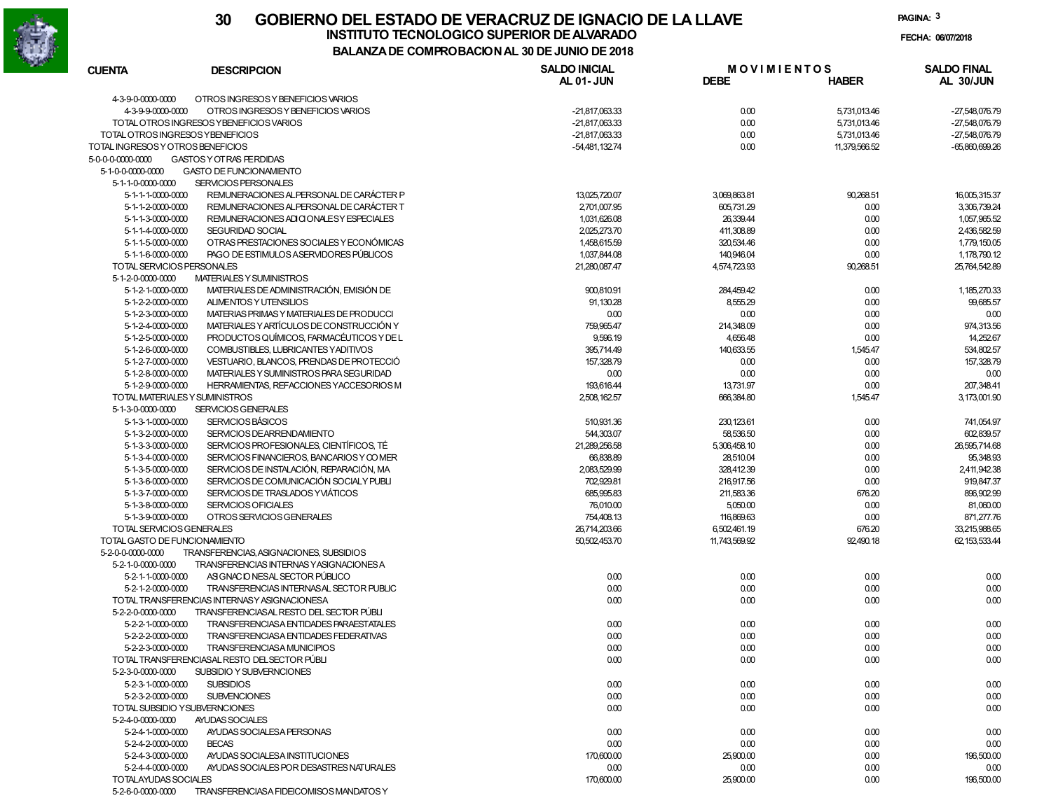# GOBIERNO DEL ESTADO DE VERACRUZ DE IGNACIO DE LA LLAVE

## INSTITUTO TECNOLOGICO SUPERIOR DE ALVARADO

### BALANZA DE COMPROBACION AL 30 DE JUNIO DE 2018

FECHA: 06/07/2018

| CUENTA | DESCRIPCION | SALDO INICIAL AL 01-JUN | MOVIMIENTOS DEBE | MOVIMIENTOS HABER | SALDO FINAL AL 30/JUN |
|---|---|---|---|---|---|
| 4-3-9-0-0000-0000 | OTROS INGRESOS Y BENEFICIOS VARIOS | | | | |
| 4-3-9-9-0000-0000 | OTROS INGRESOS Y BENEFICIOS VARIOS | -21,817,063.33 | 0.00 | 5,731,013.46 | -27,548,076.79 |
| | TOTAL OTROS INGRESOS Y BENEFICIOS VARIOS | -21,817,063.33 | 0.00 | 5,731,013.46 | -27,548,076.79 |
| | TOTAL OTROS INGRESOS Y BENEFICIOS | -21,817,063.33 | 0.00 | 5,731,013.46 | -27,548,076.79 |
| | TOTAL INGRESOS Y OTROS BENEFICIOS | -54,481,132.74 | 0.00 | 11,379,566.52 | -65,860,699.26 |
| 5-0-0-0-0000-0000 | GASTOS Y OTRAS PERDIDAS | | | | |
| 5-1-0-0-0000-0000 | GASTO DE FUNCIONAMIENTO | | | | |
| 5-1-1-0-0000-0000 | SERVICIOS PERSONALES | | | | |
| 5-1-1-1-0000-0000 | REMUNERACIONES AL PERSONAL DE CARÁCTER P | 13,025,720.07 | 3,069,863.81 | 90,268.51 | 16,005,315.37 |
| 5-1-1-2-0000-0000 | REMUNERACIONES AL PERSONAL DE CARÁCTER T | 2,701,007.95 | 605,731.29 | 0.00 | 3,306,739.24 |
| 5-1-1-3-0000-0000 | REMUNERACIONES ADICIONALES Y ESPECIALES | 1,031,626.08 | 26,339.44 | 0.00 | 1,057,965.52 |
| 5-1-1-4-0000-0000 | SEGURIDAD SOCIAL | 2,025,273.70 | 411,308.89 | 0.00 | 2,436,582.59 |
| 5-1-1-5-0000-0000 | OTRAS PRESTACIONES SOCIALES Y ECONÓMICAS | 1,458,615.59 | 320,534.46 | 0.00 | 1,779,150.05 |
| 5-1-1-6-0000-0000 | PAGO DE ESTIMULOS A SERVIDORES PÚBLICOS | 1,037,844.08 | 140,946.04 | 0.00 | 1,178,790.12 |
| | TOTAL SERVICIOS PERSONALES | 21,280,087.47 | 4,574,723.93 | 90,268.51 | 25,764,542.89 |
| 5-1-2-0-0000-0000 | MATERIALES Y SUMINISTROS | | | | |
| 5-1-2-1-0000-0000 | MATERIALES DE ADMINISTRACIÓN, EMISIÓN DE | 900,810.91 | 284,459.42 | 0.00 | 1,185,270.33 |
| 5-1-2-2-0000-0000 | ALIMENTOS Y UTENSILIOS | 91,130.28 | 8,555.29 | 0.00 | 99,685.57 |
| 5-1-2-3-0000-0000 | MATERIAS PRIMAS Y MATERIALES DE PRODUCCI | 0.00 | 0.00 | 0.00 | 0.00 |
| 5-1-2-4-0000-0000 | MATERIALES Y ARTÍCULOS DE CONSTRUCCIÓN Y | 759,965.47 | 214,348.09 | 0.00 | 974,313.56 |
| 5-1-2-5-0000-0000 | PRODUCTOS QUÍMICOS, FARMACÉUTICOS Y DE L | 9,596.19 | 4,656.48 | 0.00 | 14,252.67 |
| 5-1-2-6-0000-0000 | COMBUSTIBLES, LUBRICANTES Y ADITIVOS | 395,714.49 | 140,633.55 | 1,545.47 | 534,802.57 |
| 5-1-2-7-0000-0000 | VESTUARIO, BLANCOS, PRENDAS DE PROTECCIÓ | 157,328.79 | 0.00 | 0.00 | 157,328.79 |
| 5-1-2-8-0000-0000 | MATERIALES Y SUMINISTROS PARA SEGURIDAD | 0.00 | 0.00 | 0.00 | 0.00 |
| 5-1-2-9-0000-0000 | HERRAMIENTAS, REFACCIONES Y ACCESORIOS M | 193,616.44 | 13,731.97 | 0.00 | 207,348.41 |
| | TOTAL MATERIALES Y SUMINISTROS | 2,508,162.57 | 666,384.80 | 1,545.47 | 3,173,001.90 |
| 5-1-3-0-0000-0000 | SERVICIOS GENERALES | | | | |
| 5-1-3-1-0000-0000 | SERVICIOS BÁSICOS | 510,931.36 | 230,123.61 | 0.00 | 741,054.97 |
| 5-1-3-2-0000-0000 | SERVICIOS DE ARRENDAMIENTO | 544,303.07 | 58,536.50 | 0.00 | 602,839.57 |
| 5-1-3-3-0000-0000 | SERVICIOS PROFESIONALES, CIENTÍFICOS, TÉ | 21,289,256.58 | 5,306,458.10 | 0.00 | 26,595,714.68 |
| 5-1-3-4-0000-0000 | SERVICIOS FINANCIEROS, BANCARIOS Y COMER | 66,838.89 | 28,510.04 | 0.00 | 95,348.93 |
| 5-1-3-5-0000-0000 | SERVICIOS DE INSTALACIÓN, REPARACIÓN, MA | 2,083,529.99 | 328,412.39 | 0.00 | 2,411,942.38 |
| 5-1-3-6-0000-0000 | SERVICIOS DE COMUNICACIÓN SOCIAL Y PUBLI | 702,929.81 | 216,917.56 | 0.00 | 919,847.37 |
| 5-1-3-7-0000-0000 | SERVICIOS DE TRASLADOS Y VIÁTICOS | 685,995.83 | 211,583.36 | 676.20 | 896,902.99 |
| 5-1-3-8-0000-0000 | SERVICIOS OFICIALES | 76,010.00 | 5,050.00 | 0.00 | 81,060.00 |
| 5-1-3-9-0000-0000 | OTROS SERVICIOS GENERALES | 754,408.13 | 116,869.63 | 0.00 | 871,277.76 |
| | TOTAL SERVICIOS GENERALES | 26,714,203.66 | 6,502,461.19 | 676.20 | 33,215,988.65 |
| | TOTAL GASTO DE FUNCIONAMIENTO | 50,502,453.70 | 11,743,569.92 | 92,490.18 | 62,153,533.44 |
| 5-2-0-0-0000-0000 | TRANSFERENCIAS, ASIGNACIONES, SUBSIDIOS | | | | |
| 5-2-1-0-0000-0000 | TRANSFERENCIAS INTERNAS Y ASIGNACIONES A | | | | |
| 5-2-1-1-0000-0000 | ASIGNACIONES AL SECTOR PÚBLICO | 0.00 | 0.00 | 0.00 | 0.00 |
| 5-2-1-2-0000-0000 | TRANSFERENCIAS INTERNAS AL SECTOR PUBLIC | 0.00 | 0.00 | 0.00 | 0.00 |
| | TOTAL TRANSFERENCIAS INTERNAS Y ASIGNACIONES A | 0.00 | 0.00 | 0.00 | 0.00 |
| 5-2-2-0-0000-0000 | TRANSFERENCIAS AL RESTO DEL SECTOR PÚBLI | | | | |
| 5-2-2-1-0000-0000 | TRANSFERENCIAS A ENTIDADES PARAESTATALES | 0.00 | 0.00 | 0.00 | 0.00 |
| 5-2-2-2-0000-0000 | TRANSFERENCIAS A ENTIDADES FEDERATIVAS | 0.00 | 0.00 | 0.00 | 0.00 |
| 5-2-2-3-0000-0000 | TRANSFERENCIAS A MUNICIPIOS | 0.00 | 0.00 | 0.00 | 0.00 |
| | TOTAL TRANSFERENCIAS AL RESTO DEL SECTOR PÚBLI | 0.00 | 0.00 | 0.00 | 0.00 |
| 5-2-3-0-0000-0000 | SUBSIDIO Y SUBVERNCIONES | | | | |
| 5-2-3-1-0000-0000 | SUBSIDIOS | 0.00 | 0.00 | 0.00 | 0.00 |
| 5-2-3-2-0000-0000 | SUBVENCIONES | 0.00 | 0.00 | 0.00 | 0.00 |
| | TOTAL SUBSIDIO Y SUBVERNCIONES | 0.00 | 0.00 | 0.00 | 0.00 |
| 5-2-4-0-0000-0000 | AYUDAS SOCIALES | | | | |
| 5-2-4-1-0000-0000 | AYUDAS SOCIALES A PERSONAS | 0.00 | 0.00 | 0.00 | 0.00 |
| 5-2-4-2-0000-0000 | BECAS | 0.00 | 0.00 | 0.00 | 0.00 |
| 5-2-4-3-0000-0000 | AYUDAS SOCIALES A INSTITUCIONES | 170,600.00 | 25,900.00 | 0.00 | 196,500.00 |
| 5-2-4-4-0000-0000 | AYUDAS SOCIALES POR DESASTRES NATURALES | 0.00 | 0.00 | 0.00 | 0.00 |
| | TOTAL AYUDAS SOCIALES | 170,600.00 | 25,900.00 | 0.00 | 196,500.00 |
| 5-2-6-0-0000-0000 | TRANSFERENCIAS A FIDEICOMISOS MANDATOS Y | | | | |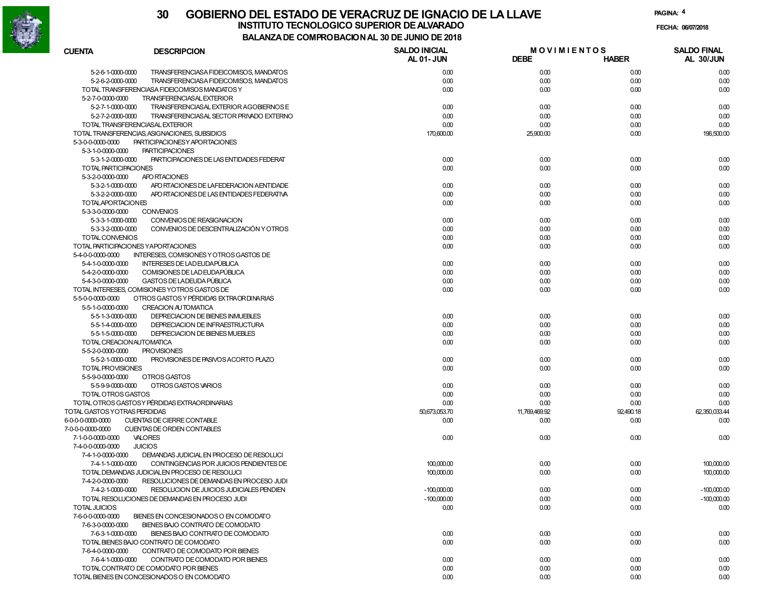# GOBIERNO DEL ESTADO DE VERACRUZ DE IGNACIO DE LA LLAVE

## INSTITUTO TECNOLOGICO SUPERIOR DE ALVARADO

### BALANZA DE COMPROBACION AL 30 DE JUNIO DE 2018

FECHA: 06/07/2018

| CUENTA | DESCRIPCION | SALDO INICIAL AL 01- JUN | MOVIMIENTOS DEBE | MOVIMIENTOS HABER | SALDO FINAL AL 30/JUN |
|---|---|---|---|---|---|
| 5-2-6-1-0000-0000 | TRANSFERENCIAS A FIDEICOMISOS, MANDATOS | 0.00 | 0.00 | 0.00 | 0.00 |
| 5-2-6-2-0000-0000 | TRANSFERENCIAS A FIDEICOMISOS, MANDATOS | 0.00 | 0.00 | 0.00 | 0.00 |
| | TOTAL TRANSFERENCIAS A FIDEICOMISOS MANDATOS Y | 0.00 | 0.00 | 0.00 | 0.00 |
| 5-2-7-0-0000-0000 | TRANSFERENCIAS AL EXTERIOR | | | | |
| 5-2-7-1-0000-0000 | TRANSFERENCIAS AL EXTERIOR A GOBIERNOS E | 0.00 | 0.00 | 0.00 | 0.00 |
| 5-2-7-2-0000-0000 | TRANSFERENCIAS AL SECTOR PRIVADO EXTERNO | 0.00 | 0.00 | 0.00 | 0.00 |
| | TOTAL TRANSFERENCIAS AL EXTERIOR | 0.00 | 0.00 | 0.00 | 0.00 |
| | TOTAL TRANSFERENCIAS, ASIGNACIONES, SUBSIDIOS | 170,600.00 | 25,900.00 | 0.00 | 196,500.00 |
| 5-3-0-0-0000-0000 | PARTICIPACIONES Y APORTACIONES | | | | |
| 5-3-1-0-0000-0000 | PARTICIPACIONES | | | | |
| 5-3-1-2-0000-0000 | PARTICIPACIONES DE LAS ENTIDADES FEDERAT | 0.00 | 0.00 | 0.00 | 0.00 |
| | TOTAL PARTICIPACIONES | 0.00 | 0.00 | 0.00 | 0.00 |
| 5-3-2-0-0000-0000 | APORTACIONES | | | | |
| 5-3-2-1-0000-0000 | APORTACIONES DE LA FEDERACION A ENTIDADE | 0.00 | 0.00 | 0.00 | 0.00 |
| 5-3-2-2-0000-0000 | APORTACIONES DE LAS ENTIDADES FEDERATIVA | 0.00 | 0.00 | 0.00 | 0.00 |
| | TOTAL APORTACIONES | 0.00 | 0.00 | 0.00 | 0.00 |
| 5-3-3-0-0000-0000 | CONVENIOS | | | | |
| 5-3-3-1-0000-0000 | CONVENIOS DE REASIGNACION | 0.00 | 0.00 | 0.00 | 0.00 |
| 5-3-3-2-0000-0000 | CONVENIOS DE DESCENTRALIZACIÓN Y OTROS | 0.00 | 0.00 | 0.00 | 0.00 |
| | TOTAL CONVENIOS | 0.00 | 0.00 | 0.00 | 0.00 |
| | TOTAL PARTICIPACIONES Y APORTACIONES | 0.00 | 0.00 | 0.00 | 0.00 |
| 5-4-0-0-0000-0000 | INTERESES, COMISIONES Y OTROS GASTOS DE | | | | |
| 5-4-1-0-0000-0000 | INTERESES DE LA DEUDA PÚBLICA | 0.00 | 0.00 | 0.00 | 0.00 |
| 5-4-2-0-0000-0000 | COMISIONES DE LA DEUDA PÚBLICA | 0.00 | 0.00 | 0.00 | 0.00 |
| 5-4-3-0-0000-0000 | GASTOS DE LA DEUDA PÚBLICA | 0.00 | 0.00 | 0.00 | 0.00 |
| | TOTAL INTERESES, COMISIONES Y OTROS GASTOS DE | 0.00 | 0.00 | 0.00 | 0.00 |
| 5-5-0-0-0000-0000 | OTROS GASTOS Y PÉRDIDAS EXTRAORDINARIAS | | | | |
| 5-5-1-0-0000-0000 | CREACION AUTOMATICA | | | | |
| 5-5-1-3-0000-0000 | DEPRECIACION DE BIENES INMUEBLES | 0.00 | 0.00 | 0.00 | 0.00 |
| 5-5-1-4-0000-0000 | DEPRECIACION DE INFRAESTRUCTURA | 0.00 | 0.00 | 0.00 | 0.00 |
| 5-5-1-5-0000-0000 | DEPRECIACION DE BIENES MUEBLES | 0.00 | 0.00 | 0.00 | 0.00 |
| | TOTAL CREACION AUTOMATICA | 0.00 | 0.00 | 0.00 | 0.00 |
| 5-5-2-0-0000-0000 | PROVISIONES | | | | |
| 5-5-2-1-0000-0000 | PROVISIONES DE PASIVOS A CORTO PLAZO | 0.00 | 0.00 | 0.00 | 0.00 |
| | TOTAL PROVISIONES | 0.00 | 0.00 | 0.00 | 0.00 |
| 5-5-9-0-0000-0000 | OTROS GASTOS | | | | |
| 5-5-9-9-0000-0000 | OTROS GASTOS VARIOS | 0.00 | 0.00 | 0.00 | 0.00 |
| | TOTAL OTROS GASTOS | 0.00 | 0.00 | 0.00 | 0.00 |
| | TOTAL OTROS GASTOS Y PÉRDIDAS EXTRAORDINARIAS | 0.00 | 0.00 | 0.00 | 0.00 |
| | TOTAL GASTOS Y OTRAS PERDIDAS | 50,673,053.70 | 11,769,469.92 | 92,490.18 | 62,350,033.44 |
| 6-0-0-0-0000-0000 | CUENTAS DE CIERRE CONTABLE | 0.00 | 0.00 | 0.00 | 0.00 |
| 7-0-0-0-0000-0000 | CUENTAS DE ORDEN CONTABLES | | | | |
| 7-1-0-0-0000-0000 | VALORES | 0.00 | 0.00 | 0.00 | 0.00 |
| 7-4-0-0-0000-0000 | JUICIOS | | | | |
| 7-4-1-0-0000-0000 | DEMANDAS JUDICIAL EN PROCESO DE RESOLUCI | | | | |
| 7-4-1-1-0000-0000 | CONTINGENCIAS POR JUICIOS PENDIENTES DE | 100,000.00 | 0.00 | 0.00 | 100,000.00 |
| | TOTAL DEMANDAS JUDICIAL EN PROCESO DE RESOLUCI | 100,000.00 | 0.00 | 0.00 | 100,000.00 |
| 7-4-2-0-0000-0000 | RESOLUCIONES DE DEMANDAS EN PROCESO JUDI | | | | |
| 7-4-2-1-0000-0000 | RESOLUCION DE JUICIOS JUDICIALES PENDIEN | -100,000.00 | 0.00 | 0.00 | -100,000.00 |
| | TOTAL RESOLUCIONES DE DEMANDAS EN PROCESO JUDI | -100,000.00 | 0.00 | 0.00 | -100,000.00 |
| | TOTAL JUICIOS | 0.00 | 0.00 | 0.00 | 0.00 |
| 7-6-0-0-0000-0000 | BIENES EN CONCESIONADOS O EN COMODATO | | | | |
| 7-6-3-0-0000-0000 | BIENES BAJO CONTRATO DE COMODATO | | | | |
| 7-6-3-1-0000-0000 | BIENES BAJO CONTRATO DE COMODATO | 0.00 | 0.00 | 0.00 | 0.00 |
| | TOTAL BIENES BAJO CONTRATO DE COMODATO | 0.00 | 0.00 | 0.00 | 0.00 |
| 7-6-4-0-0000-0000 | CONTRATO DE COMODATO POR BIENES | | | | |
| 7-6-4-1-0000-0000 | CONTRATO DE COMODATO POR BIENES | 0.00 | 0.00 | 0.00 | 0.00 |
| | TOTAL CONTRATO DE COMODATO POR BIENES | 0.00 | 0.00 | 0.00 | 0.00 |
| | TOTAL BIENES EN CONCESIONADOS O EN COMODATO | 0.00 | 0.00 | 0.00 | 0.00 |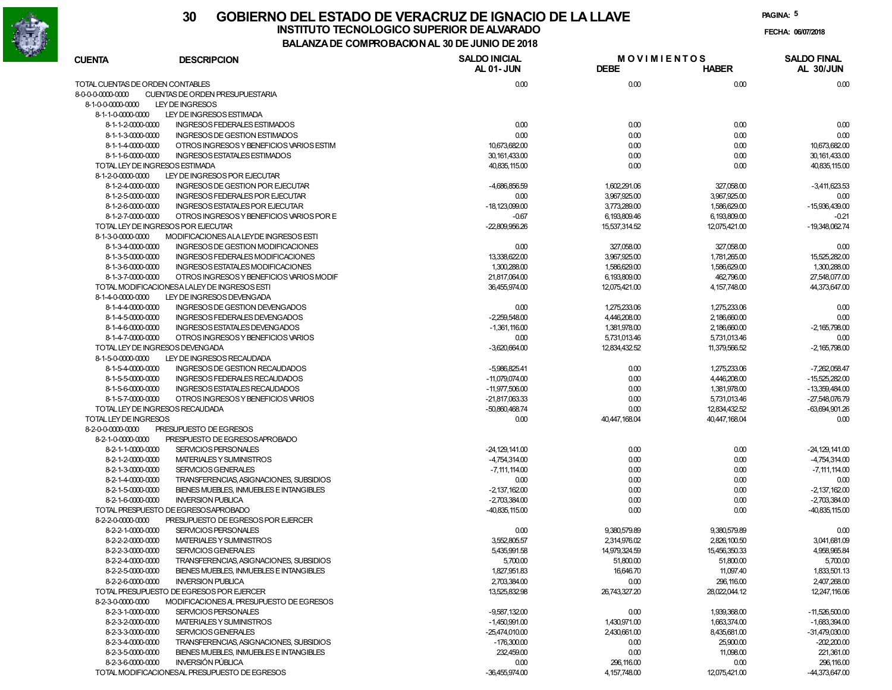# 30 GOBIERNO DEL ESTADO DE VERACRUZ DE IGNACIO DE LA LLAVE

## INSTITUTO TECNOLOGICO SUPERIOR DE ALVARADO

### BALANZA DE COMPROBACION AL 30 DE JUNIO DE 2018

FECHA: 06/07/2018

| CUENTA | DESCRIPCION | SALDO INICIAL AL 01- JUN | MOVIMIENTOS DEBE | MOVIMIENTOS HABER | SALDO FINAL AL 30/JUN |
|---|---|---|---|---|---|
| TOTAL CUENTAS DE ORDEN CONTABLES | | 0.00 | 0.00 | 0.00 | 0.00 |
| 8-0-0-0-0000-0000 | CUENTAS DE ORDEN PRESUPUESTARIA | | | | |
| 8-1-0-0-0000-0000 | LEY DE INGRESOS | | | | |
| 8-1-1-0-0000-0000 | LEY DE INGRESOS ESTIMADA | | | | |
| 8-1-1-2-0000-0000 | INGRESOS FEDERALES ESTIMADOS | 0.00 | 0.00 | 0.00 | 0.00 |
| 8-1-1-3-0000-0000 | INGRESOS DE GESTION ESTIMADOS | 0.00 | 0.00 | 0.00 | 0.00 |
| 8-1-1-4-0000-0000 | OTROS INGRESOS Y BENEFICIOS VARIOS ESTIM | 10,673,682.00 | 0.00 | 0.00 | 10,673,682.00 |
| 8-1-1-6-0000-0000 | INGRESOS ESTATALES ESTIMADOS | 30,161,433.00 | 0.00 | 0.00 | 30,161,433.00 |
| TOTAL LEY DE INGRESOS ESTIMADA | | 40,835,115.00 | 0.00 | 0.00 | 40,835,115.00 |
| 8-1-2-0-0000-0000 | LEY DE INGRESOS POR EJECUTAR | | | | |
| 8-1-2-4-0000-0000 | INGRESOS DE GESTION POR EJECUTAR | -4,686,856.59 | 1,602,291.06 | 327,058.00 | -3,411,623.53 |
| 8-1-2-5-0000-0000 | INGRESOS FEDERALES POR EJECUTAR | 0.00 | 3,967,925.00 | 3,967,925.00 | 0.00 |
| 8-1-2-6-0000-0000 | INGRESOS ESTATALES POR EJECUTAR | -18,123,099.00 | 3,773,289.00 | 1,586,629.00 | -15,936,439.00 |
| 8-1-2-7-0000-0000 | OTROS INGRESOS Y BENEFICIOS VARIOS POR E | -0.67 | 6,193,809.46 | 6,193,809.00 | -0.21 |
| TOTAL LEY DE INGRESOS POR EJECUTAR | | -22,809,956.26 | 15,537,314.52 | 12,075,421.00 | -19,348,062.74 |
| 8-1-3-0-0000-0000 | MODIFICACIONES ALA LEY DE INGRESOS ESTI | | | | |
| 8-1-3-4-0000-0000 | INGRESOS DE GESTION MODIFICACIONES | 0.00 | 327,058.00 | 327,058.00 | 0.00 |
| 8-1-3-5-0000-0000 | INGRESOS FEDERALES MODIFICACIONES | 13,338,622.00 | 3,967,925.00 | 1,781,265.00 | 15,525,282.00 |
| 8-1-3-6-0000-0000 | INGRESOS ESTATALES MODIFICACIONES | 1,300,288.00 | 1,586,629.00 | 1,586,629.00 | 1,300,288.00 |
| 8-1-3-7-0000-0000 | OTROS INGRESOS Y BENEFICIOS VARIOS MODIF | 21,817,064.00 | 6,193,809.00 | 462,796.00 | 27,548,077.00 |
| TOTAL MODIFICACIONES A LA LEY DE INGRESOS ESTI | | 36,455,974.00 | 12,075,421.00 | 4,157,748.00 | 44,373,647.00 |
| 8-1-4-0-0000-0000 | LEY DE INGRESOS DEVENGADA | | | | |
| 8-1-4-4-0000-0000 | INGRESOS DE GESTION DEVENGADOS | 0.00 | 1,275,233.06 | 1,275,233.06 | 0.00 |
| 8-1-4-5-0000-0000 | INGRESOS FEDERALES DEVENGADOS | -2,259,548.00 | 4,446,208.00 | 2,186,660.00 | 0.00 |
| 8-1-4-6-0000-0000 | INGRESOS ESTATALES DEVENGADOS | -1,361,116.00 | 1,381,978.00 | 2,186,660.00 | -2,165,798.00 |
| 8-1-4-7-0000-0000 | OTROS INGRESOS Y BENEFICIOS VARIOS | 0.00 | 5,731,013.46 | 5,731,013.46 | 0.00 |
| TOTAL LEY DE INGRESOS DEVENGADA | | -3,620,664.00 | 12,834,432.52 | 11,379,566.52 | -2,165,798.00 |
| 8-1-5-0-0000-0000 | LEY DE INGRESOS RECAUDADA | | | | |
| 8-1-5-4-0000-0000 | INGRESOS DE GESTION RECAUDADOS | -5,986,825.41 | 0.00 | 1,275,233.06 | -7,262,058.47 |
| 8-1-5-5-0000-0000 | INGRESOS FEDERALES RECAUDADOS | -11,079,074.00 | 0.00 | 4,446,208.00 | -15,525,282.00 |
| 8-1-5-6-0000-0000 | INGRESOS ESTATALES RECAUDADOS | -11,977,506.00 | 0.00 | 1,381,978.00 | -13,359,484.00 |
| 8-1-5-7-0000-0000 | OTROS INGRESOS Y BENEFICIOS VARIOS | -21,817,063.33 | 0.00 | 5,731,013.46 | -27,548,076.79 |
| TOTAL LEY DE INGRESOS RECAUDADA | | -50,860,468.74 | 0.00 | 12,834,432.52 | -63,694,901.26 |
| TOTAL LEY DE INGRESOS | | 0.00 | 40,447,168.04 | 40,447,168.04 | 0.00 |
| 8-2-0-0-0000-0000 | PRESUPUESTO DE EGRESOS | | | | |
| 8-2-1-0-0000-0000 | PRESPUESTO DE EGRESOS APROBADO | | | | |
| 8-2-1-1-0000-0000 | SERVICIOS PERSONALES | -24,129,141.00 | 0.00 | 0.00 | -24,129,141.00 |
| 8-2-1-2-0000-0000 | MATERIALES Y SUMINISTROS | -4,754,314.00 | 0.00 | 0.00 | -4,754,314.00 |
| 8-2-1-3-0000-0000 | SERVICIOS GENERALES | -7,111,114.00 | 0.00 | 0.00 | -7,111,114.00 |
| 8-2-1-4-0000-0000 | TRANSFERENCIAS, ASIGNACIONES, SUBSIDIOS | 0.00 | 0.00 | 0.00 | 0.00 |
| 8-2-1-5-0000-0000 | BIENES MUEBLES, INMUEBLES E INTANGIBLES | -2,137,162.00 | 0.00 | 0.00 | -2,137,162.00 |
| 8-2-1-6-0000-0000 | INVERSION PUBLICA | -2,703,384.00 | 0.00 | 0.00 | -2,703,384.00 |
| TOTAL PRESPUESTO DE EGRESOS APROBADO | | -40,835,115.00 | 0.00 | 0.00 | -40,835,115.00 |
| 8-2-2-0-0000-0000 | PRESUPUESTO DE EGRESOS POR EJERCER | | | | |
| 8-2-2-1-0000-0000 | SERVICIOS PERSONALES | 0.00 | 9,380,579.89 | 9,380,579.89 | 0.00 |
| 8-2-2-2-0000-0000 | MATERIALES Y SUMINISTROS | 3,552,805.57 | 2,314,976.02 | 2,826,100.50 | 3,041,681.09 |
| 8-2-2-3-0000-0000 | SERVICIOS GENERALES | 5,435,991.58 | 14,979,324.59 | 15,456,350.33 | 4,958,965.84 |
| 8-2-2-4-0000-0000 | TRANSFERENCIAS, ASIGNACIONES, SUBSIDIOS | 5,700.00 | 51,800.00 | 51,800.00 | 5,700.00 |
| 8-2-2-5-0000-0000 | BIENES MUEBLES, INMUEBLES E INTANGIBLES | 1,827,951.83 | 16,646.70 | 11,097.40 | 1,833,501.13 |
| 8-2-2-6-0000-0000 | INVERSION PUBLICA | 2,703,384.00 | 0.00 | 296,116.00 | 2,407,268.00 |
| TOTAL PRESUPUESTO DE EGRESOS POR EJERCER | | 13,525,832.98 | 26,743,327.20 | 28,022,044.12 | 12,247,116.06 |
| 8-2-3-0-0000-0000 | MODIFICACIONES AL PRESUPUESTO DE EGRESOS | | | | |
| 8-2-3-1-0000-0000 | SERVICIOS PERSONALES | -9,587,132.00 | 0.00 | 1,939,368.00 | -11,526,500.00 |
| 8-2-3-2-0000-0000 | MATERIALES Y SUMINISTROS | -1,450,991.00 | 1,430,971.00 | 1,663,374.00 | -1,683,394.00 |
| 8-2-3-3-0000-0000 | SERVICIOS GENERALES | -25,474,010.00 | 2,430,661.00 | 8,435,681.00 | -31,479,030.00 |
| 8-2-3-4-0000-0000 | TRANSFERENCIAS, ASIGNACIONES, SUBSIDIOS | -176,300.00 | 0.00 | 25,900.00 | -202,200.00 |
| 8-2-3-5-0000-0000 | BIENES MUEBLES, INMUEBLES E INTANGIBLES | 232,459.00 | 0.00 | 11,098.00 | 221,361.00 |
| 8-2-3-6-0000-0000 | INVERSIÓN PÚBLICA | 0.00 | 296,116.00 | 0.00 | 296,116.00 |
| TOTAL MODIFICACIONES AL PRESUPUESTO DE EGRESOS | | -36,455,974.00 | 4,157,748.00 | 12,075,421.00 | -44,373,647.00 |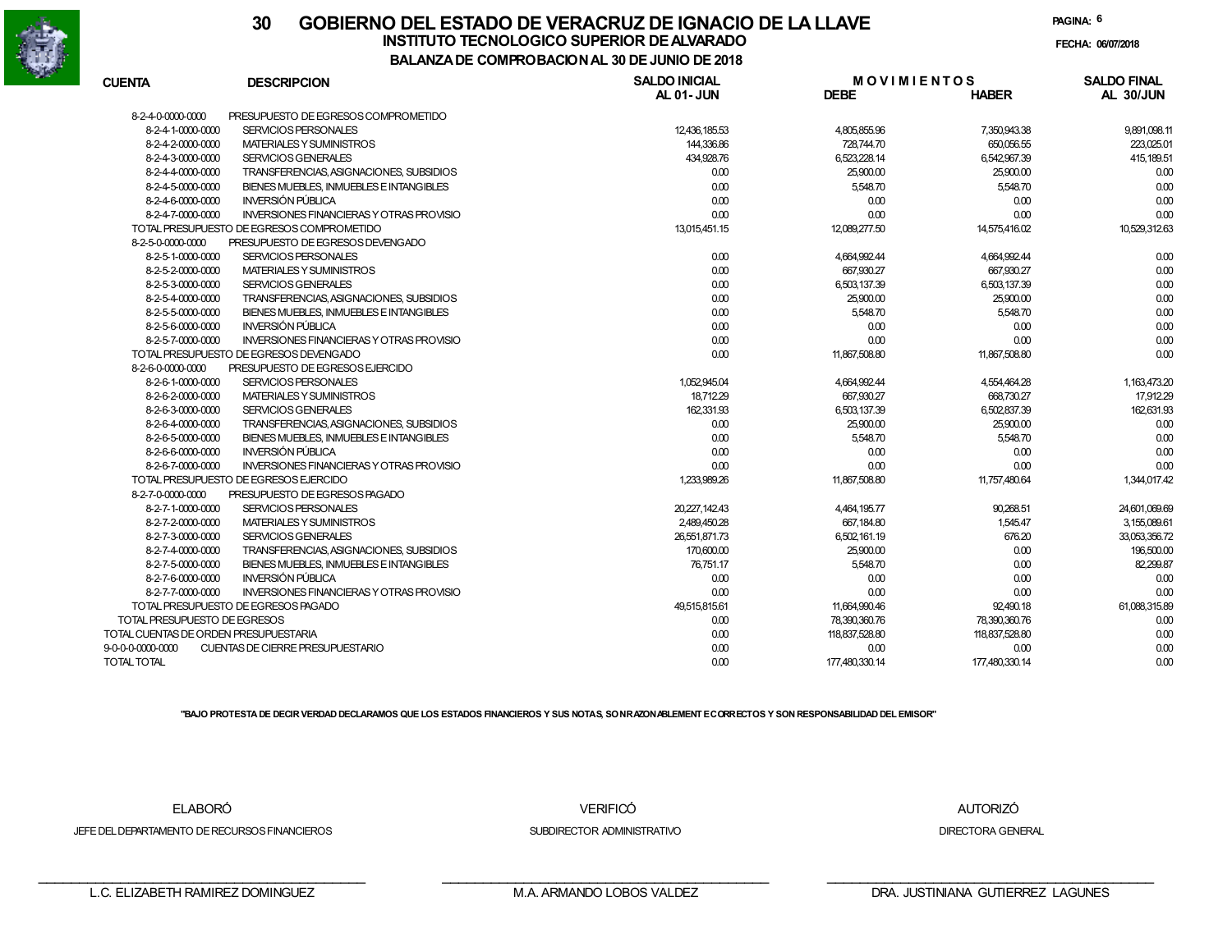# GOBIERNO DEL ESTADO DE VERACRUZ DE IGNACIO DE LA LLAVE

## INSTITUTO TECNOLOGICO SUPERIOR DE ALVARADO

### BALANZA DE COMPROBACION AL 30 DE JUNIO DE 2018

FECHA: 06/07/2018

| CUENTA | DESCRIPCION | SALDO INICIAL AL 01- JUN | MOVIMIENTOS DEBE | HABER | SALDO FINAL AL 30/JUN |
|---|---|---|---|---|---|
| 8-2-4-0-0000-0000 | PRESUPUESTO DE EGRESOS COMPROMETIDO | | | | |
| 8-2-4-1-0000-0000 | SERVICIOS PERSONALES | 12,436,185.53 | 4,805,855.96 | 7,350,943.38 | 9,891,098.11 |
| 8-2-4-2-0000-0000 | MATERIALES Y SUMINISTROS | 144,336.86 | 728,744.70 | 650,056.55 | 223,025.01 |
| 8-2-4-3-0000-0000 | SERVICIOS GENERALES | 434,928.76 | 6,523,228.14 | 6,542,967.39 | 415,189.51 |
| 8-2-4-4-0000-0000 | TRANSFERENCIAS, ASIGNACIONES, SUBSIDIOS | 0.00 | 25,900.00 | 25,900.00 | 0.00 |
| 8-2-4-5-0000-0000 | BIENES MUEBLES, INMUEBLES E INTANGIBLES | 0.00 | 5,548.70 | 5,548.70 | 0.00 |
| 8-2-4-6-0000-0000 | INVERSIÓN PÚBLICA | 0.00 | 0.00 | 0.00 | 0.00 |
| 8-2-4-7-0000-0000 | INVERSIONES FINANCIERAS Y OTRAS PROVISIO | 0.00 | 0.00 | 0.00 | 0.00 |
| TOTAL PRESUPUESTO DE EGRESOS COMPROMETIDO | | 13,015,451.15 | 12,089,277.50 | 14,575,416.02 | 10,529,312.63 |
| 8-2-5-0-0000-0000 | PRESUPUESTO DE EGRESOS DEVENGADO | | | | |
| 8-2-5-1-0000-0000 | SERVICIOS PERSONALES | 0.00 | 4,664,992.44 | 4,664,992.44 | 0.00 |
| 8-2-5-2-0000-0000 | MATERIALES Y SUMINISTROS | 0.00 | 667,930.27 | 667,930.27 | 0.00 |
| 8-2-5-3-0000-0000 | SERVICIOS GENERALES | 0.00 | 6,503,137.39 | 6,503,137.39 | 0.00 |
| 8-2-5-4-0000-0000 | TRANSFERENCIAS, ASIGNACIONES, SUBSIDIOS | 0.00 | 25,900.00 | 25,900.00 | 0.00 |
| 8-2-5-5-0000-0000 | BIENES MUEBLES, INMUEBLES E INTANGIBLES | 0.00 | 5,548.70 | 5,548.70 | 0.00 |
| 8-2-5-6-0000-0000 | INVERSIÓN PÚBLICA | 0.00 | 0.00 | 0.00 | 0.00 |
| 8-2-5-7-0000-0000 | INVERSIONES FINANCIERAS Y OTRAS PROVISIO | 0.00 | 0.00 | 0.00 | 0.00 |
| TOTAL PRESUPUESTO DE EGRESOS DEVENGADO | | 0.00 | 11,867,508.80 | 11,867,508.80 | 0.00 |
| 8-2-6-0-0000-0000 | PRESUPUESTO DE EGRESOS EJERCIDO | | | | |
| 8-2-6-1-0000-0000 | SERVICIOS PERSONALES | 1,052,945.04 | 4,664,992.44 | 4,554,464.28 | 1,163,473.20 |
| 8-2-6-2-0000-0000 | MATERIALES Y SUMINISTROS | 18,712.29 | 667,930.27 | 668,730.27 | 17,912.29 |
| 8-2-6-3-0000-0000 | SERVICIOS GENERALES | 162,331.93 | 6,503,137.39 | 6,502,837.39 | 162,631.93 |
| 8-2-6-4-0000-0000 | TRANSFERENCIAS, ASIGNACIONES, SUBSIDIOS | 0.00 | 25,900.00 | 25,900.00 | 0.00 |
| 8-2-6-5-0000-0000 | BIENES MUEBLES, INMUEBLES E INTANGIBLES | 0.00 | 5,548.70 | 5,548.70 | 0.00 |
| 8-2-6-6-0000-0000 | INVERSIÓN PÚBLICA | 0.00 | 0.00 | 0.00 | 0.00 |
| 8-2-6-7-0000-0000 | INVERSIONES FINANCIERAS Y OTRAS PROVISIO | 0.00 | 0.00 | 0.00 | 0.00 |
| TOTAL PRESUPUESTO DE EGRESOS EJERCIDO | | 1,233,989.26 | 11,867,508.80 | 11,757,480.64 | 1,344,017.42 |
| 8-2-7-0-0000-0000 | PRESUPUESTO DE EGRESOS PAGADO | | | | |
| 8-2-7-1-0000-0000 | SERVICIOS PERSONALES | 20,227,142.43 | 4,464,195.77 | 90,268.51 | 24,601,069.69 |
| 8-2-7-2-0000-0000 | MATERIALES Y SUMINISTROS | 2,489,450.28 | 667,184.80 | 1,545.47 | 3,155,089.61 |
| 8-2-7-3-0000-0000 | SERVICIOS GENERALES | 26,551,871.73 | 6,502,161.19 | 676.20 | 33,053,356.72 |
| 8-2-7-4-0000-0000 | TRANSFERENCIAS, ASIGNACIONES, SUBSIDIOS | 170,600.00 | 25,900.00 | 0.00 | 196,500.00 |
| 8-2-7-5-0000-0000 | BIENES MUEBLES, INMUEBLES E INTANGIBLES | 76,751.17 | 5,548.70 | 0.00 | 82,299.87 |
| 8-2-7-6-0000-0000 | INVERSIÓN PÚBLICA | 0.00 | 0.00 | 0.00 | 0.00 |
| 8-2-7-7-0000-0000 | INVERSIONES FINANCIERAS Y OTRAS PROVISIO | 0.00 | 0.00 | 0.00 | 0.00 |
| TOTAL PRESUPUESTO DE EGRESOS PAGADO | | 49,515,815.61 | 11,664,990.46 | 92,490.18 | 61,088,315.89 |
| TOTAL PRESUPUESTO DE EGRESOS | | 0.00 | 78,390,360.76 | 78,390,360.76 | 0.00 |
| TOTAL CUENTAS DE ORDEN PRESUPUESTARIA | | 0.00 | 118,837,528.80 | 118,837,528.80 | 0.00 |
| 9-0-0-0-0000-0000 | CUENTAS DE CIERRE PRESUPUESTARIO | 0.00 | 0.00 | 0.00 | 0.00 |
| TOTAL TOTAL | | 0.00 | 177,480,330.14 | 177,480,330.14 | 0.00 |

**"BAJO PROTESTA DE DECIR VERDAD DECLARAMOS QUE LOS ESTADOS FINANCIEROS Y SUS NOTAS, SON RAZONABLEMENTE CORRECTOS Y SON RESPONSABILIDAD DEL EMISOR"**

| ELABORÓ | VERIFICÓ | AUTORIZÓ |
|---|---|---|
| JEFE DEL DEPARTAMENTO DE RECURSOS FINANCIEROS | SUBDIRECTOR ADMINISTRATIVO | DIRECTORA GENERAL |
| L.C. ELIZABETH RAMIREZ DOMINGUEZ | M.A. ARMANDO LOBOS VALDEZ | DRA. JUSTINIANA GUTIERREZ LAGUNES |